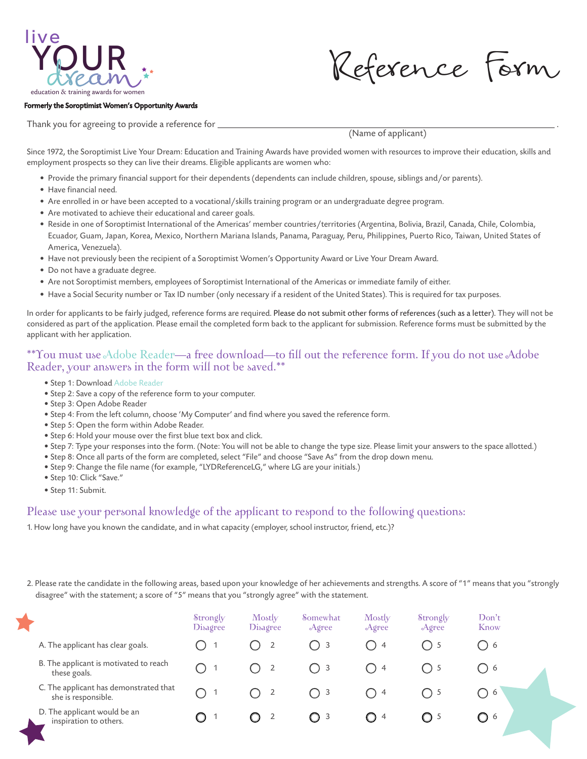live YOUR dream

education & training awards for women

**Formerly the Soroptimist Women's Opportunity Awards**

# Reference Form

Thank you for agreeing to provide a reference for ______________________________________________.

(Name of applicant)

Since 1972, the Soroptimist Live Your Dream: Education and Training Awards have provided women with resources to improve their education, skills and employment prospects so they can live their dreams. Eligible applicants are women who:

- Provide the primary financial support for their dependents (dependents can include children, spouse, siblings and/or parents).
- Have financial need.
- Are enrolled in or have been accepted to a vocational/skills training program or an undergraduate degree program.
- Are motivated to achieve their educational and career goals.
- Reside in one of Soroptimist International of the Americas' member countries/territories (Argentina, Bolivia, Brazil, Canada, Chile, Colombia, Ecuador, Guam, Japan, Korea, Mexico, Northern Mariana Islands, Panama, Paraguay, Peru, Philippines, Puerto Rico, Taiwan, United States of America, Venezuela).
- Have not previously been the recipient of a Soroptimist Women's Opportunity Award or Live Your Dream Award.
- Do not have a graduate degree.
- Are not Soroptimist members, employees of Soroptimist International of the Americas or immediate family of either.
- Have a Social Security number or Tax ID number (only necessary if a resident of the United States). This is required for tax purposes.

In order for applicants to be fairly judged, reference forms are required. Please do not submit other forms of references (such as a letter). They will not be considered as part of the application. Please email the completed form back to the applicant for submission. Reference forms must be submitted by the applicant with her application.

## **You must use Adobe Reader—a free download—to fill out the reference form. If you do not use Adobe Reader, your answers in the form will not be saved.**

- Step 1: Download Adobe Reader
- Step 2: Save a copy of the reference form to your computer.
- Step 3: Open Adobe Reader
- Step 4: From the left column, choose 'My Computer' and find where you saved the reference form.
- Step 5: Open the form within Adobe Reader.
- Step 6: Hold your mouse over the first blue text box and click.
- Step 7: Type your responses into the form. (Note: You will not be able to change the type size. Please limit your answers to the space allotted.)
- Step 8: Once all parts of the form are completed, select "File" and choose "Save As" from the drop down menu.
- Step 9: Change the file name (for example, "LYDReferenceLG," where LG are your initials.)
- Step 10: Click "Save."
- Step 11: Submit.

## Please use your personal knowledge of the applicant to respond to the following questions:

1. How long have you known the candidate, and in what capacity (employer, school instructor, friend, etc.)?

2. Please rate the candidate in the following areas, based upon your knowledge of her achievements and strengths. A score of "1" means that you "strongly disagree" with the statement; a score of "5" means that you "strongly agree" with the statement.

| | Strongly Disagree | Mostly Disagree | Somewhat Agree | Mostly Agree | Strongly Agree | Don't Know |
|---|---|---|---|---|---|---|
| A. The applicant has clear goals. | ○ 1 | ○ 2 | ○ 3 | ○ 4 | ○ 5 | ○ 6 |
| B. The applicant is motivated to reach these goals. | ○ 1 | ○ 2 | ○ 3 | ○ 4 | ○ 5 | ○ 6 |
| C. The applicant has demonstrated that she is responsible. | ○ 1 | ○ 2 | ○ 3 | ○ 4 | ○ 5 | ○ 6 |
| D. The applicant would be an inspiration to others. | ○ 1 | ○ 2 | ○ 3 | ○ 4 | ○ 5 | ○ 6 |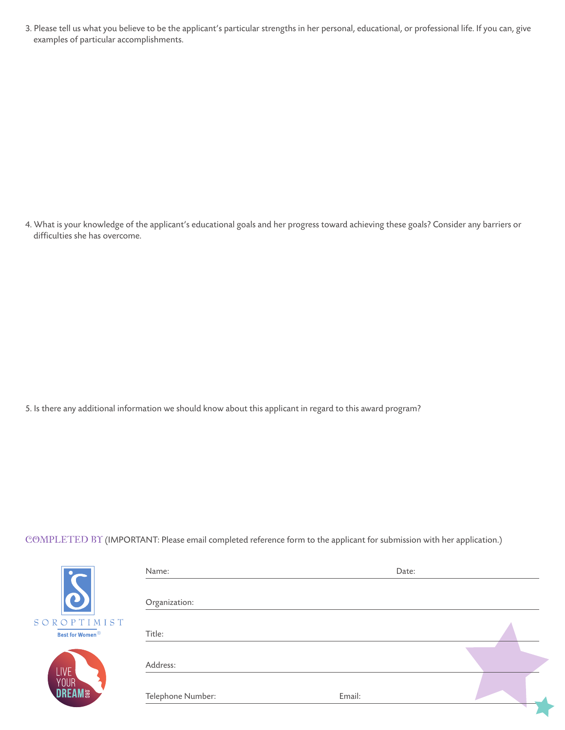3. Please tell us what you believe to be the applicant's particular strengths in her personal, educational, or professional life. If you can, give examples of particular accomplishments.

4. What is your knowledge of the applicant's educational goals and her progress toward achieving these goals? Consider any barriers or difficulties she has overcome.

5. Is there any additional information we should know about this applicant in regard to this award program?

**COMPLETED BY** (IMPORTANT: Please email completed reference form to the applicant for submission with her application.)

SOROPTIMIST

Best for Women®

LIVE YOUR DREAM.ORG

Name: Date:

Organization:

Title:

Address:

Telephone Number: Email: